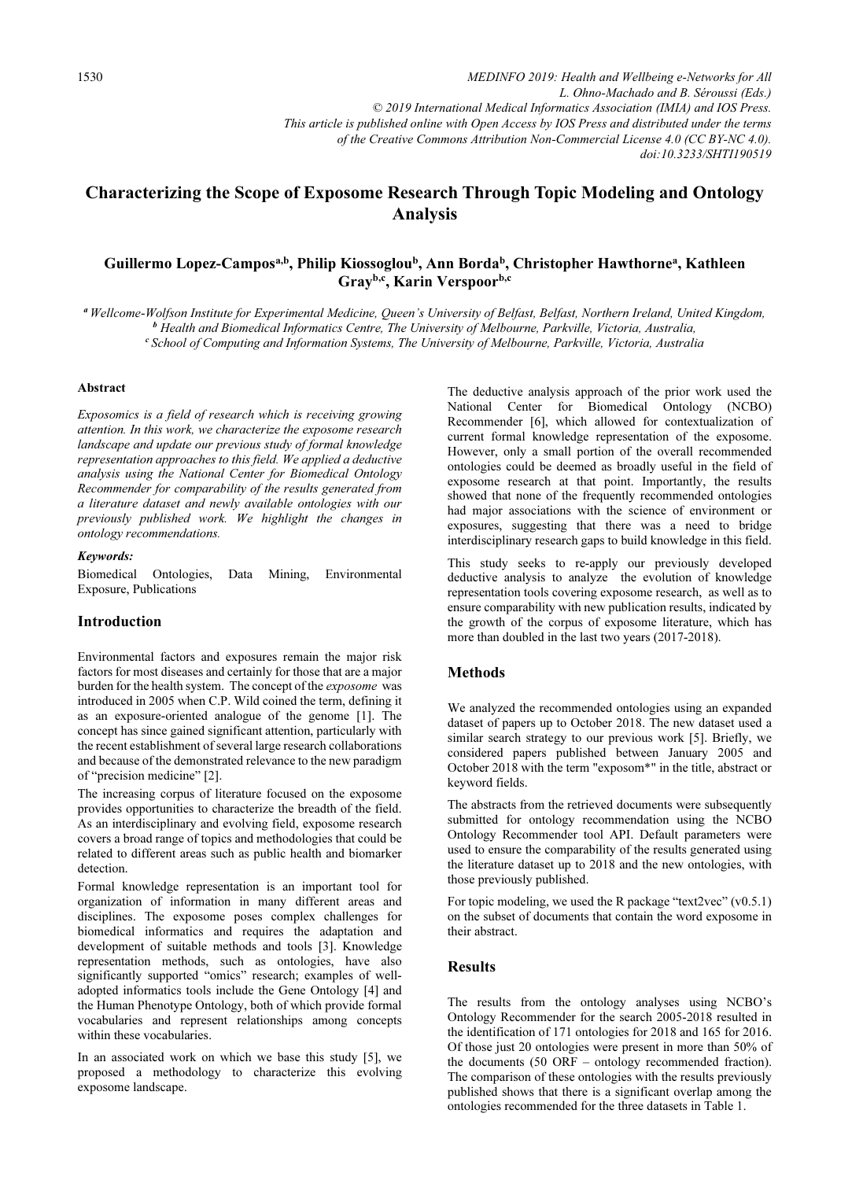# Characterizing the Scope of Exposome Research Through Topic Modeling and Ontology Analysis

**Guillermo Lopez-Campos[a,b], Philip Kiossoglou[b], Ann Borda[b], Christopher Hawthorne[a], Kathleen Gray[b,c], Karin Verspoor[b,c]**

[a] *Wellcome-Wolfson Institute for Experimental Medicine, Queen's University of Belfast, Belfast, Northern Ireland, United Kingdom,*
[b] *Health and Biomedical Informatics Centre, The University of Melbourne, Parkville, Victoria, Australia,*
[c] *School of Computing and Information Systems, The University of Melbourne, Parkville, Victoria, Australia*

#### Abstract

*Exposomics is a field of research which is receiving growing attention. In this work, we characterize the exposome research landscape and update our previous study of formal knowledge representation approaches to this field. We applied a deductive analysis using the National Center for Biomedical Ontology Recommender for comparability of the results generated from a literature dataset and newly available ontologies with our previously published work. We highlight the changes in ontology recommendations.*

#### *Keywords:*

Biomedical Ontologies, Data Mining, Environmental Exposure, Publications

## Introduction

Environmental factors and exposures remain the major risk factors for most diseases and certainly for those that are a major burden for the health system. The concept of the *exposome* was introduced in 2005 when C.P. Wild coined the term, defining it as an exposure-oriented analogue of the genome [1]. The concept has since gained significant attention, particularly with the recent establishment of several large research collaborations and because of the demonstrated relevance to the new paradigm of "precision medicine" [2].

The increasing corpus of literature focused on the exposome provides opportunities to characterize the breadth of the field. As an interdisciplinary and evolving field, exposome research covers a broad range of topics and methodologies that could be related to different areas such as public health and biomarker detection.

Formal knowledge representation is an important tool for organization of information in many different areas and disciplines. The exposome poses complex challenges for biomedical informatics and requires the adaptation and development of suitable methods and tools [3]. Knowledge representation methods, such as ontologies, have also significantly supported "omics" research; examples of well-adopted informatics tools include the Gene Ontology [4] and the Human Phenotype Ontology, both of which provide formal vocabularies and represent relationships among concepts within these vocabularies.

In an associated work on which we base this study [5], we proposed a methodology to characterize this evolving exposome landscape.

The deductive analysis approach of the prior work used the National Center for Biomedical Ontology (NCBO) Recommender [6], which allowed for contextualization of current formal knowledge representation of the exposome. However, only a small portion of the overall recommended ontologies could be deemed as broadly useful in the field of exposome research at that point. Importantly, the results showed that none of the frequently recommended ontologies had major associations with the science of environment or exposures, suggesting that there was a need to bridge interdisciplinary research gaps to build knowledge in this field.

This study seeks to re-apply our previously developed deductive analysis to analyze the evolution of knowledge representation tools covering exposome research, as well as to ensure comparability with new publication results, indicated by the growth of the corpus of exposome literature, which has more than doubled in the last two years (2017-2018).

## Methods

We analyzed the recommended ontologies using an expanded dataset of papers up to October 2018. The new dataset used a similar search strategy to our previous work [5]. Briefly, we considered papers published between January 2005 and October 2018 with the term "exposom*" in the title, abstract or keyword fields.

The abstracts from the retrieved documents were subsequently submitted for ontology recommendation using the NCBO Ontology Recommender tool API. Default parameters were used to ensure the comparability of the results generated using the literature dataset up to 2018 and the new ontologies, with those previously published.

For topic modeling, we used the R package "text2vec" (v0.5.1) on the subset of documents that contain the word exposome in their abstract.

## Results

The results from the ontology analyses using NCBO's Ontology Recommender for the search 2005-2018 resulted in the identification of 171 ontologies for 2018 and 165 for 2016. Of those just 20 ontologies were present in more than 50% of the documents (50 ORF – ontology recommended fraction). The comparison of these ontologies with the results previously published shows that there is a significant overlap among the ontologies recommended for the three datasets in Table 1.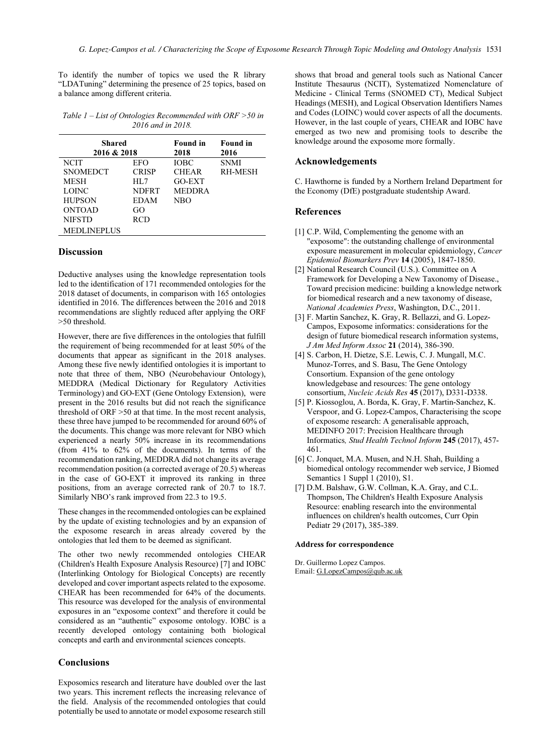To identify the number of topics we used the R library "LDATuning" determining the presence of 25 topics, based on a balance among different criteria.

*Table 1 – List of Ontologies Recommended with ORF >50 in 2016 and in 2018.*

| Shared 2016 & 2018 | | Found in 2018 | Found in 2016 |
|---|---|---|---|
| NCIT | EFO | IOBC | SNMI |
| SNOMEDCT | CRISP | CHEAR | RH-MESH |
| MESH | HL7 | GO-EXT | |
| LOINC | NDFRT | MEDDRA | |
| HUPSON | EDAM | NBO | |
| ONTOAD | GO | | |
| NIFSTD | RCD | | |
| MEDLINEPLUS | | | |

## Discussion

Deductive analyses using the knowledge representation tools led to the identification of 171 recommended ontologies for the 2018 dataset of documents, in comparison with 165 ontologies identified in 2016. The differences between the 2016 and 2018 recommendations are slightly reduced after applying the ORF >50 threshold.

However, there are five differences in the ontologies that fulfill the requirement of being recommended for at least 50% of the documents that appear as significant in the 2018 analyses. Among these five newly identified ontologies it is important to note that three of them, NBO (Neurobehaviour Ontology), MEDDRA (Medical Dictionary for Regulatory Activities Terminology) and GO-EXT (Gene Ontology Extension), were present in the 2016 results but did not reach the significance threshold of ORF >50 at that time. In the most recent analysis, these three have jumped to be recommended for around 60% of the documents. This change was more relevant for NBO which experienced a nearly 50% increase in its recommendations (from 41% to 62% of the documents). In terms of the recommendation ranking, MEDDRA did not change its average recommendation position (a corrected average of 20.5) whereas in the case of GO-EXT it improved its ranking in three positions, from an average corrected rank of 20.7 to 18.7. Similarly NBO's rank improved from 22.3 to 19.5.

These changes in the recommended ontologies can be explained by the update of existing technologies and by an expansion of the exposome research in areas already covered by the ontologies that led them to be deemed as significant.

The other two newly recommended ontologies CHEAR (Children's Health Exposure Analysis Resource) [7] and IOBC (Interlinking Ontology for Biological Concepts) are recently developed and cover important aspects related to the exposome. CHEAR has been recommended for 64% of the documents. This resource was developed for the analysis of environmental exposures in an "exposome context" and therefore it could be considered as an "authentic" exposome ontology. IOBC is a recently developed ontology containing both biological concepts and earth and environmental sciences concepts.

## Conclusions

Exposomics research and literature have doubled over the last two years. This increment reflects the increasing relevance of the field. Analysis of the recommended ontologies that could potentially be used to annotate or model exposome research still shows that broad and general tools such as National Cancer Institute Thesaurus (NCIT), Systematized Nomenclature of Medicine - Clinical Terms (SNOMED CT), Medical Subject Headings (MESH), and Logical Observation Identifiers Names and Codes (LOINC) would cover aspects of all the documents. However, in the last couple of years, CHEAR and IOBC have emerged as two new and promising tools to describe the knowledge around the exposome more formally.

## Acknowledgements

C. Hawthorne is funded by a Northern Ireland Department for the Economy (DfE) postgraduate studentship Award.

## References

[1] C.P. Wild, Complementing the genome with an "exposome": the outstanding challenge of environmental exposure measurement in molecular epidemiology, *Cancer Epidemiol Biomarkers Prev* **14** (2005), 1847-1850.

[2] National Research Council (U.S.). Committee on A Framework for Developing a New Taxonomy of Disease., Toward precision medicine: building a knowledge network for biomedical research and a new taxonomy of disease, *National Academies Press*, Washington, D.C., 2011.

[3] F. Martin Sanchez, K. Gray, R. Bellazzi, and G. Lopez-Campos, Exposome informatics: considerations for the design of future biomedical research information systems, *J Am Med Inform Assoc* **21** (2014), 386-390.

[4] S. Carbon, H. Dietze, S.E. Lewis, C. J. Mungall, M.C. Munoz-Torres, and S. Basu, The Gene Ontology Consortium. Expansion of the gene ontology knowledgebase and resources: The gene ontology consortium, *Nucleic Acids Res* **45** (2017), D331-D338.

[5] P. Kiossoglou, A. Borda, K. Gray, F. Martin-Sanchez, K. Verspoor, and G. Lopez-Campos, Characterising the scope of exposome research: A generalisable approach, MEDINFO 2017: Precision Healthcare through Informatics*, Stud Health Technol Inform* **245** (2017), 457-461.

[6] C. Jonquet, M.A. Musen, and N.H. Shah, Building a biomedical ontology recommender web service, J Biomed Semantics 1 Suppl 1 (2010), S1.

[7] D.M. Balshaw, G.W. Collman, K.A. Gray, and C.L. Thompson, The Children's Health Exposure Analysis Resource: enabling research into the environmental influences on children's health outcomes, Curr Opin Pediatr 29 (2017), 385-389.

#### Address for correspondence

Dr. Guillermo Lopez Campos.
Email: G.LopezCampos@qub.ac.uk